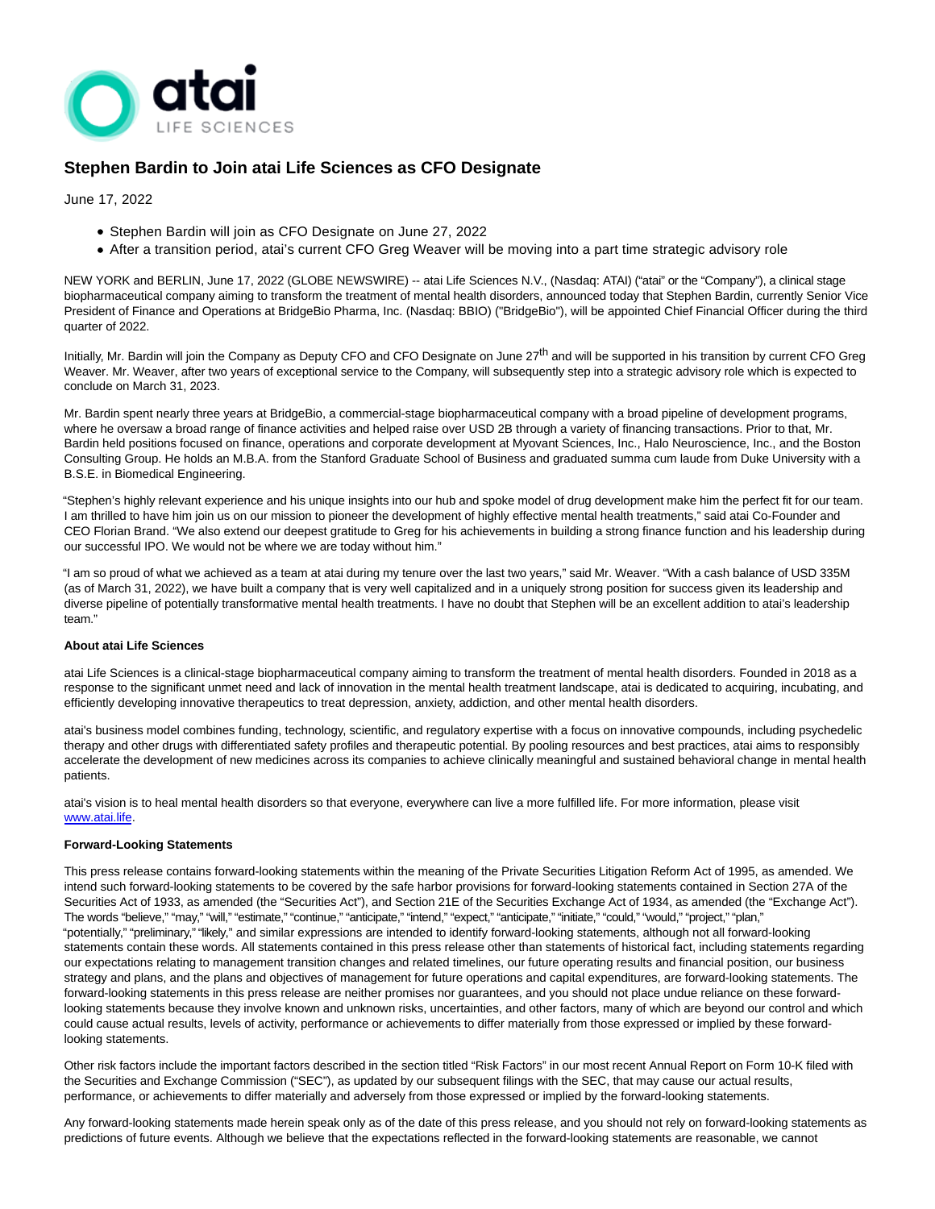# Stephen Bardin to Join atai Life Sciences as CFO Designate

June 17, 2022

- Stephen Bardin will join as CFO Designate on June 27, 2022
- After a transition period, atai's current CFO Greg Weaver will be moving into a part time strategic advisory role

NEW YORK and BERLIN, June 17, 2022 (GLOBE NEWSWIRE) -- atai Life Sciences N.V., (Nasdaq: ATAI) ("atai" or the "Company"), a clinical stage biopharmaceutical company aiming to transform the treatment of mental health disorders, announced today that Stephen Bardin, currently Senior Vice President of Finance and Operations at BridgeBio Pharma, Inc. (Nasdaq: BBIO) ("BridgeBio"), will be appointed Chief Financial Officer during the third quarter of 2022.

Initially, Mr. Bardin will join the Company as Deputy CFO and CFO Designate on June 27th and will be supported in his transition by current CFO Greg Weaver. Mr. Weaver, after two years of exceptional service to the Company, will subsequently step into a strategic advisory role which is expected to conclude on March 31, 2023.

Mr. Bardin spent nearly three years at BridgeBio, a commercial-stage biopharmaceutical company with a broad pipeline of development programs, where he oversaw a broad range of finance activities and helped raise over USD 2B through a variety of financing transactions. Prior to that, Mr. Bardin held positions focused on finance, operations and corporate development at Myovant Sciences, Inc., Halo Neuroscience, Inc., and the Boston Consulting Group. He holds an M.B.A. from the Stanford Graduate School of Business and graduated summa cum laude from Duke University with a B.S.E. in Biomedical Engineering.

"Stephen's highly relevant experience and his unique insights into our hub and spoke model of drug development make him the perfect fit for our team. I am thrilled to have him join us on our mission to pioneer the development of highly effective mental health treatments," said atai Co-Founder and CEO Florian Brand. "We also extend our deepest gratitude to Greg for his achievements in building a strong finance function and his leadership during our successful IPO. We would not be where we are today without him."

"I am so proud of what we achieved as a team at atai during my tenure over the last two years," said Mr. Weaver. "With a cash balance of USD 335M (as of March 31, 2022), we have built a company that is very well capitalized and in a uniquely strong position for success given its leadership and diverse pipeline of potentially transformative mental health treatments. I have no doubt that Stephen will be an excellent addition to atai's leadership team."

**About atai Life Sciences**

atai Life Sciences is a clinical-stage biopharmaceutical company aiming to transform the treatment of mental health disorders. Founded in 2018 as a response to the significant unmet need and lack of innovation in the mental health treatment landscape, atai is dedicated to acquiring, incubating, and efficiently developing innovative therapeutics to treat depression, anxiety, addiction, and other mental health disorders.

atai's business model combines funding, technology, scientific, and regulatory expertise with a focus on innovative compounds, including psychedelic therapy and other drugs with differentiated safety profiles and therapeutic potential. By pooling resources and best practices, atai aims to responsibly accelerate the development of new medicines across its companies to achieve clinically meaningful and sustained behavioral change in mental health patients.

atai's vision is to heal mental health disorders so that everyone, everywhere can live a more fulfilled life. For more information, please visit [www.atai.life](www.atai.life).

**Forward-Looking Statements**

This press release contains forward-looking statements within the meaning of the Private Securities Litigation Reform Act of 1995, as amended. We intend such forward-looking statements to be covered by the safe harbor provisions for forward-looking statements contained in Section 27A of the Securities Act of 1933, as amended (the "Securities Act"), and Section 21E of the Securities Exchange Act of 1934, as amended (the "Exchange Act"). The words "believe," "may," "will," "estimate," "continue," "anticipate," "intend," "expect," "anticipate," "initiate," "could," "would," "project," "plan," "potentially," "preliminary," "likely," and similar expressions are intended to identify forward-looking statements, although not all forward-looking statements contain these words. All statements contained in this press release other than statements of historical fact, including statements regarding our expectations relating to management transition changes and related timelines, our future operating results and financial position, our business strategy and plans, and the plans and objectives of management for future operations and capital expenditures, are forward-looking statements. The forward-looking statements in this press release are neither promises nor guarantees, and you should not place undue reliance on these forward-looking statements because they involve known and unknown risks, uncertainties, and other factors, many of which are beyond our control and which could cause actual results, levels of activity, performance or achievements to differ materially from those expressed or implied by these forward-looking statements.

Other risk factors include the important factors described in the section titled "Risk Factors" in our most recent Annual Report on Form 10-K filed with the Securities and Exchange Commission ("SEC"), as updated by our subsequent filings with the SEC, that may cause our actual results, performance, or achievements to differ materially and adversely from those expressed or implied by the forward-looking statements.

Any forward-looking statements made herein speak only as of the date of this press release, and you should not rely on forward-looking statements as predictions of future events. Although we believe that the expectations reflected in the forward-looking statements are reasonable, we cannot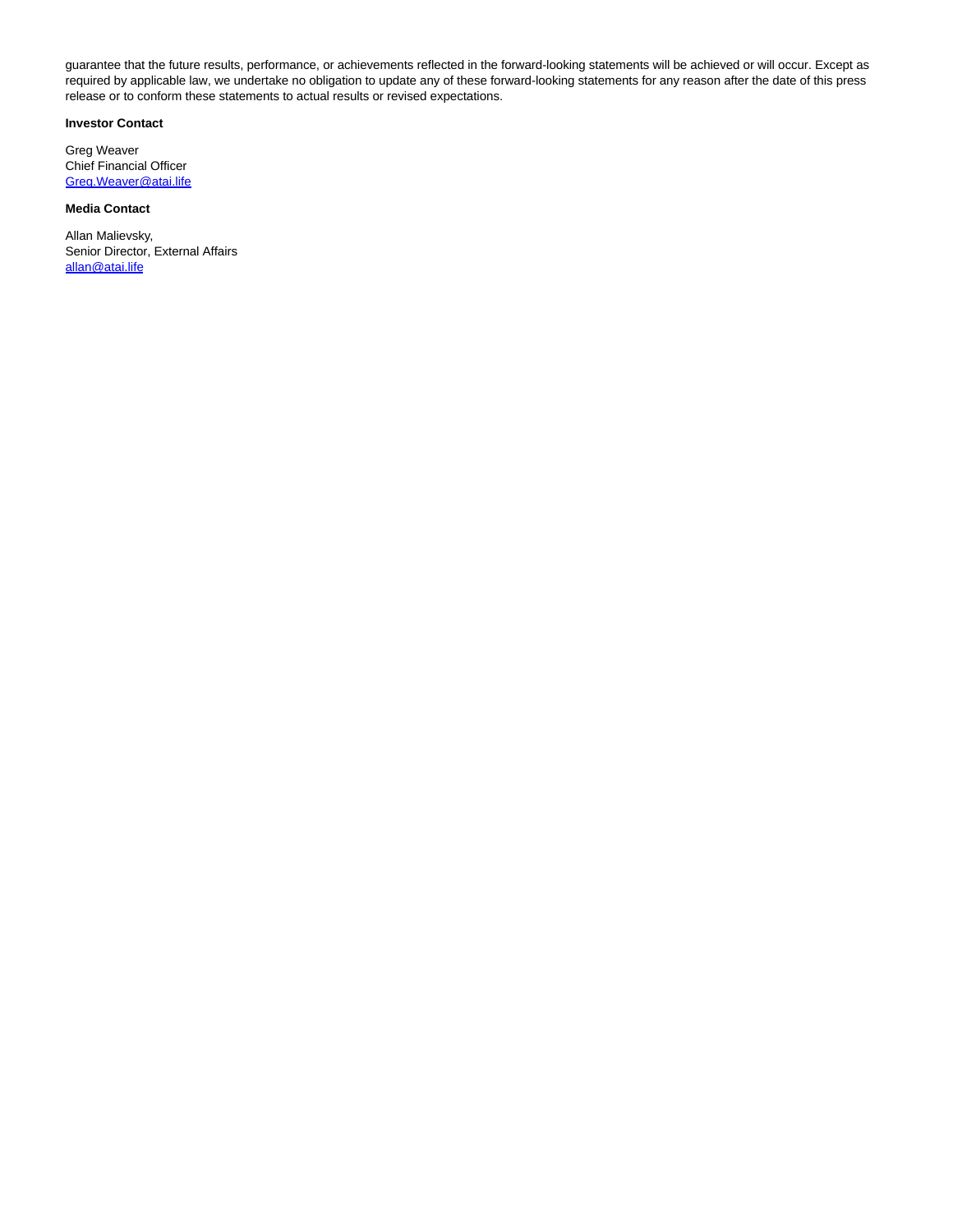guarantee that the future results, performance, or achievements reflected in the forward-looking statements will be achieved or will occur. Except as required by applicable law, we undertake no obligation to update any of these forward-looking statements for any reason after the date of this press release or to conform these statements to actual results or revised expectations.

**Investor Contact**

Greg Weaver
Chief Financial Officer
Greg.Weaver@atai.life

**Media Contact**

Allan Malievsky,
Senior Director, External Affairs
allan@atai.life